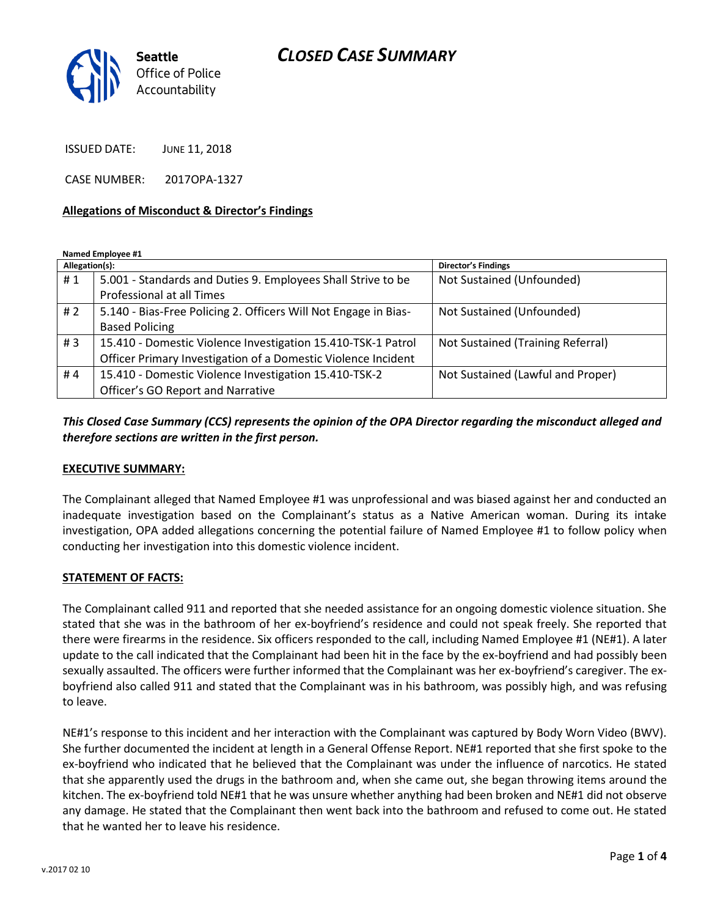Seattle
Office of Police
Accountability

# CLOSED CASE SUMMARY

ISSUED DATE: JUNE 11, 2018

CASE NUMBER: 2017OPA-1327

**Allegations of Misconduct & Director's Findings**

**Named Employee #1**

| Allegation(s): | | Director's Findings |
|---|---|---|
| # 1 | 5.001 - Standards and Duties 9. Employees Shall Strive to be Professional at all Times | Not Sustained (Unfounded) |
| # 2 | 5.140 - Bias-Free Policing 2. Officers Will Not Engage in Bias-Based Policing | Not Sustained (Unfounded) |
| # 3 | 15.410 - Domestic Violence Investigation 15.410-TSK-1 Patrol Officer Primary Investigation of a Domestic Violence Incident | Not Sustained (Training Referral) |
| # 4 | 15.410 - Domestic Violence Investigation 15.410-TSK-2 Officer's GO Report and Narrative | Not Sustained (Lawful and Proper) |

***This Closed Case Summary (CCS) represents the opinion of the OPA Director regarding the misconduct alleged and therefore sections are written in the first person.***

**EXECUTIVE SUMMARY:**

The Complainant alleged that Named Employee #1 was unprofessional and was biased against her and conducted an inadequate investigation based on the Complainant's status as a Native American woman. During its intake investigation, OPA added allegations concerning the potential failure of Named Employee #1 to follow policy when conducting her investigation into this domestic violence incident.

**STATEMENT OF FACTS:**

The Complainant called 911 and reported that she needed assistance for an ongoing domestic violence situation. She stated that she was in the bathroom of her ex-boyfriend's residence and could not speak freely. She reported that there were firearms in the residence. Six officers responded to the call, including Named Employee #1 (NE#1). A later update to the call indicated that the Complainant had been hit in the face by the ex-boyfriend and had possibly been sexually assaulted. The officers were further informed that the Complainant was her ex-boyfriend's caregiver. The ex-boyfriend also called 911 and stated that the Complainant was in his bathroom, was possibly high, and was refusing to leave.

NE#1's response to this incident and her interaction with the Complainant was captured by Body Worn Video (BWV). She further documented the incident at length in a General Offense Report. NE#1 reported that she first spoke to the ex-boyfriend who indicated that he believed that the Complainant was under the influence of narcotics. He stated that she apparently used the drugs in the bathroom and, when she came out, she began throwing items around the kitchen. The ex-boyfriend told NE#1 that he was unsure whether anything had been broken and NE#1 did not observe any damage. He stated that the Complainant then went back into the bathroom and refused to come out. He stated that he wanted her to leave his residence.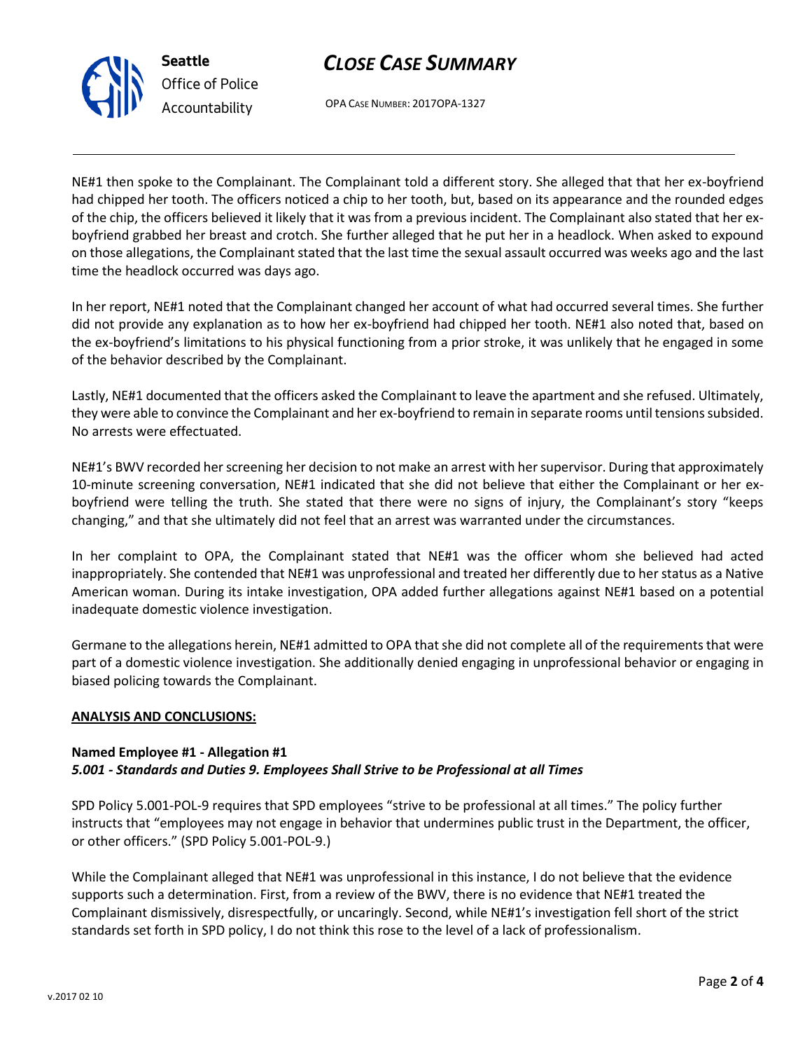NE#1 then spoke to the Complainant. The Complainant told a different story. She alleged that that her ex-boyfriend had chipped her tooth. The officers noticed a chip to her tooth, but, based on its appearance and the rounded edges of the chip, the officers believed it likely that it was from a previous incident. The Complainant also stated that her ex-boyfriend grabbed her breast and crotch. She further alleged that he put her in a headlock. When asked to expound on those allegations, the Complainant stated that the last time the sexual assault occurred was weeks ago and the last time the headlock occurred was days ago.

In her report, NE#1 noted that the Complainant changed her account of what had occurred several times. She further did not provide any explanation as to how her ex-boyfriend had chipped her tooth. NE#1 also noted that, based on the ex-boyfriend's limitations to his physical functioning from a prior stroke, it was unlikely that he engaged in some of the behavior described by the Complainant.

Lastly, NE#1 documented that the officers asked the Complainant to leave the apartment and she refused. Ultimately, they were able to convince the Complainant and her ex-boyfriend to remain in separate rooms until tensions subsided. No arrests were effectuated.

NE#1's BWV recorded her screening her decision to not make an arrest with her supervisor. During that approximately 10-minute screening conversation, NE#1 indicated that she did not believe that either the Complainant or her ex-boyfriend were telling the truth. She stated that there were no signs of injury, the Complainant's story "keeps changing," and that she ultimately did not feel that an arrest was warranted under the circumstances.

In her complaint to OPA, the Complainant stated that NE#1 was the officer whom she believed had acted inappropriately. She contended that NE#1 was unprofessional and treated her differently due to her status as a Native American woman. During its intake investigation, OPA added further allegations against NE#1 based on a potential inadequate domestic violence investigation.

Germane to the allegations herein, NE#1 admitted to OPA that she did not complete all of the requirements that were part of a domestic violence investigation. She additionally denied engaging in unprofessional behavior or engaging in biased policing towards the Complainant.

**ANALYSIS AND CONCLUSIONS:**

**Named Employee #1 - Allegation #1**
***5.001 - Standards and Duties 9. Employees Shall Strive to be Professional at all Times***

SPD Policy 5.001-POL-9 requires that SPD employees "strive to be professional at all times." The policy further instructs that "employees may not engage in behavior that undermines public trust in the Department, the officer, or other officers." (SPD Policy 5.001-POL-9.)

While the Complainant alleged that NE#1 was unprofessional in this instance, I do not believe that the evidence supports such a determination. First, from a review of the BWV, there is no evidence that NE#1 treated the Complainant dismissively, disrespectfully, or uncaringly. Second, while NE#1's investigation fell short of the strict standards set forth in SPD policy, I do not think this rose to the level of a lack of professionalism.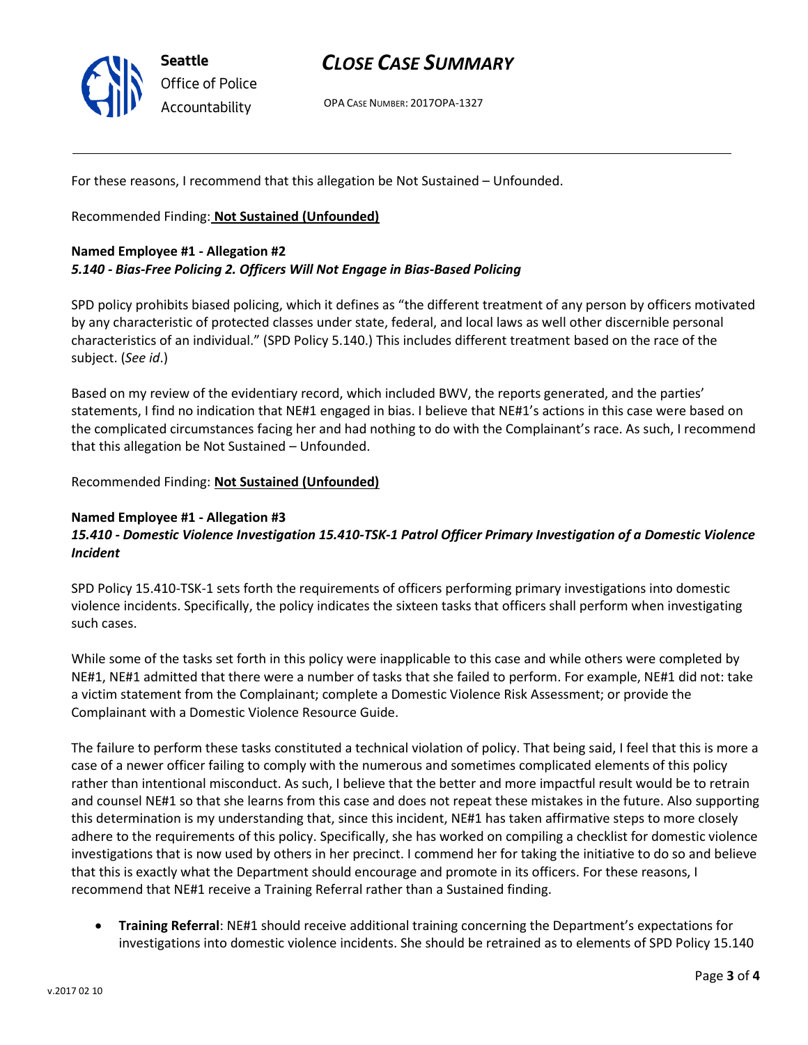For these reasons, I recommend that this allegation be Not Sustained – Unfounded.

Recommended Finding: **Not Sustained (Unfounded)**

**Named Employee #1 - Allegation #2**
***5.140 - Bias-Free Policing 2. Officers Will Not Engage in Bias-Based Policing***

SPD policy prohibits biased policing, which it defines as "the different treatment of any person by officers motivated by any characteristic of protected classes under state, federal, and local laws as well other discernible personal characteristics of an individual." (SPD Policy 5.140.) This includes different treatment based on the race of the subject. (*See id*.)

Based on my review of the evidentiary record, which included BWV, the reports generated, and the parties' statements, I find no indication that NE#1 engaged in bias. I believe that NE#1's actions in this case were based on the complicated circumstances facing her and had nothing to do with the Complainant's race. As such, I recommend that this allegation be Not Sustained – Unfounded.

Recommended Finding: **Not Sustained (Unfounded)**

**Named Employee #1 - Allegation #3**
***15.410 - Domestic Violence Investigation 15.410-TSK-1 Patrol Officer Primary Investigation of a Domestic Violence Incident***

SPD Policy 15.410-TSK-1 sets forth the requirements of officers performing primary investigations into domestic violence incidents. Specifically, the policy indicates the sixteen tasks that officers shall perform when investigating such cases.

While some of the tasks set forth in this policy were inapplicable to this case and while others were completed by NE#1, NE#1 admitted that there were a number of tasks that she failed to perform. For example, NE#1 did not: take a victim statement from the Complainant; complete a Domestic Violence Risk Assessment; or provide the Complainant with a Domestic Violence Resource Guide.

The failure to perform these tasks constituted a technical violation of policy. That being said, I feel that this is more a case of a newer officer failing to comply with the numerous and sometimes complicated elements of this policy rather than intentional misconduct. As such, I believe that the better and more impactful result would be to retrain and counsel NE#1 so that she learns from this case and does not repeat these mistakes in the future. Also supporting this determination is my understanding that, since this incident, NE#1 has taken affirmative steps to more closely adhere to the requirements of this policy. Specifically, she has worked on compiling a checklist for domestic violence investigations that is now used by others in her precinct. I commend her for taking the initiative to do so and believe that this is exactly what the Department should encourage and promote in its officers. For these reasons, I recommend that NE#1 receive a Training Referral rather than a Sustained finding.

- **Training Referral**: NE#1 should receive additional training concerning the Department's expectations for investigations into domestic violence incidents. She should be retrained as to elements of SPD Policy 15.140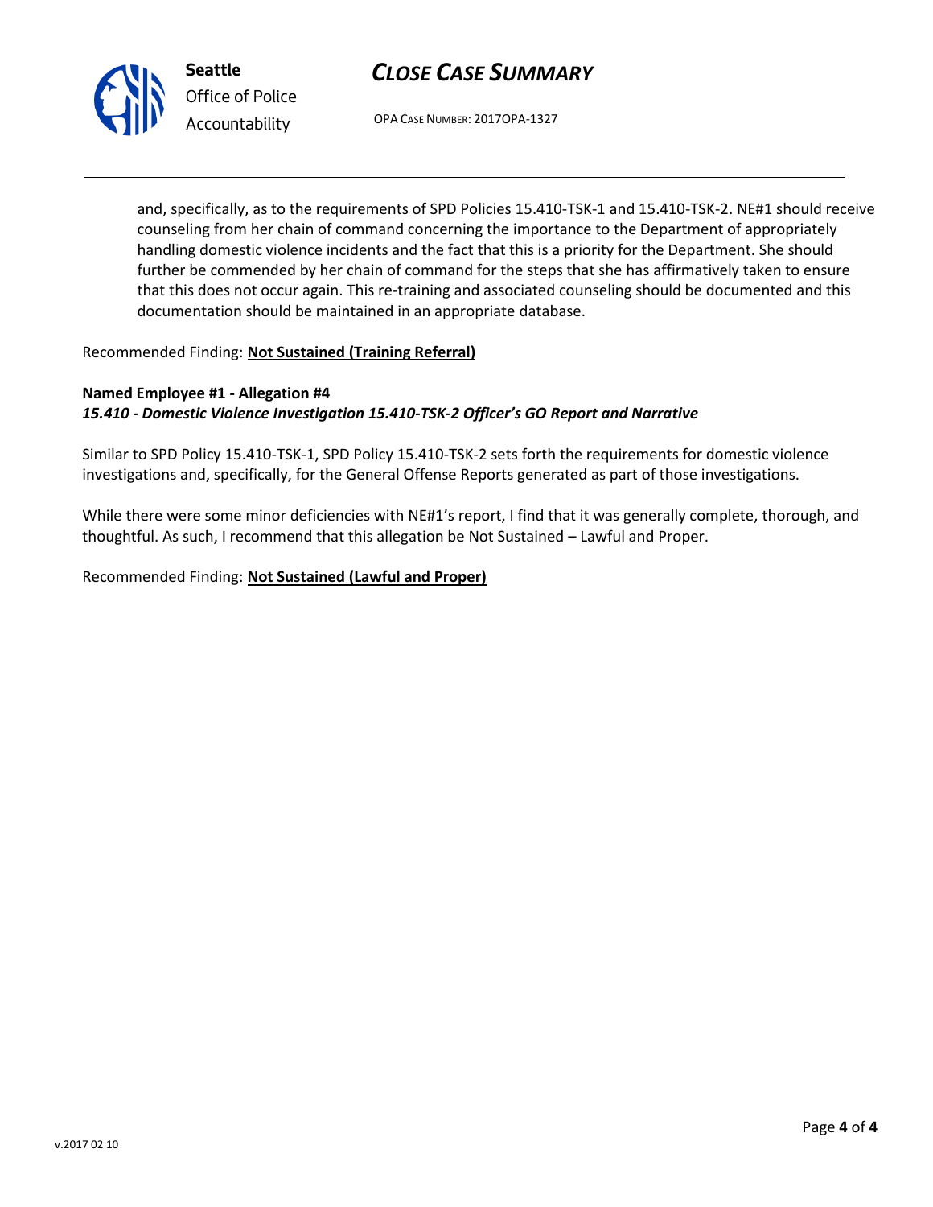and, specifically, as to the requirements of SPD Policies 15.410-TSK-1 and 15.410-TSK-2. NE#1 should receive counseling from her chain of command concerning the importance to the Department of appropriately handling domestic violence incidents and the fact that this is a priority for the Department. She should further be commended by her chain of command for the steps that she has affirmatively taken to ensure that this does not occur again. This re-training and associated counseling should be documented and this documentation should be maintained in an appropriate database.

Recommended Finding: **Not Sustained (Training Referral)**

**Named Employee #1 - Allegation #4**
***15.410 - Domestic Violence Investigation 15.410-TSK-2 Officer's GO Report and Narrative***

Similar to SPD Policy 15.410-TSK-1, SPD Policy 15.410-TSK-2 sets forth the requirements for domestic violence investigations and, specifically, for the General Offense Reports generated as part of those investigations.

While there were some minor deficiencies with NE#1's report, I find that it was generally complete, thorough, and thoughtful. As such, I recommend that this allegation be Not Sustained – Lawful and Proper.

Recommended Finding: **Not Sustained (Lawful and Proper)**